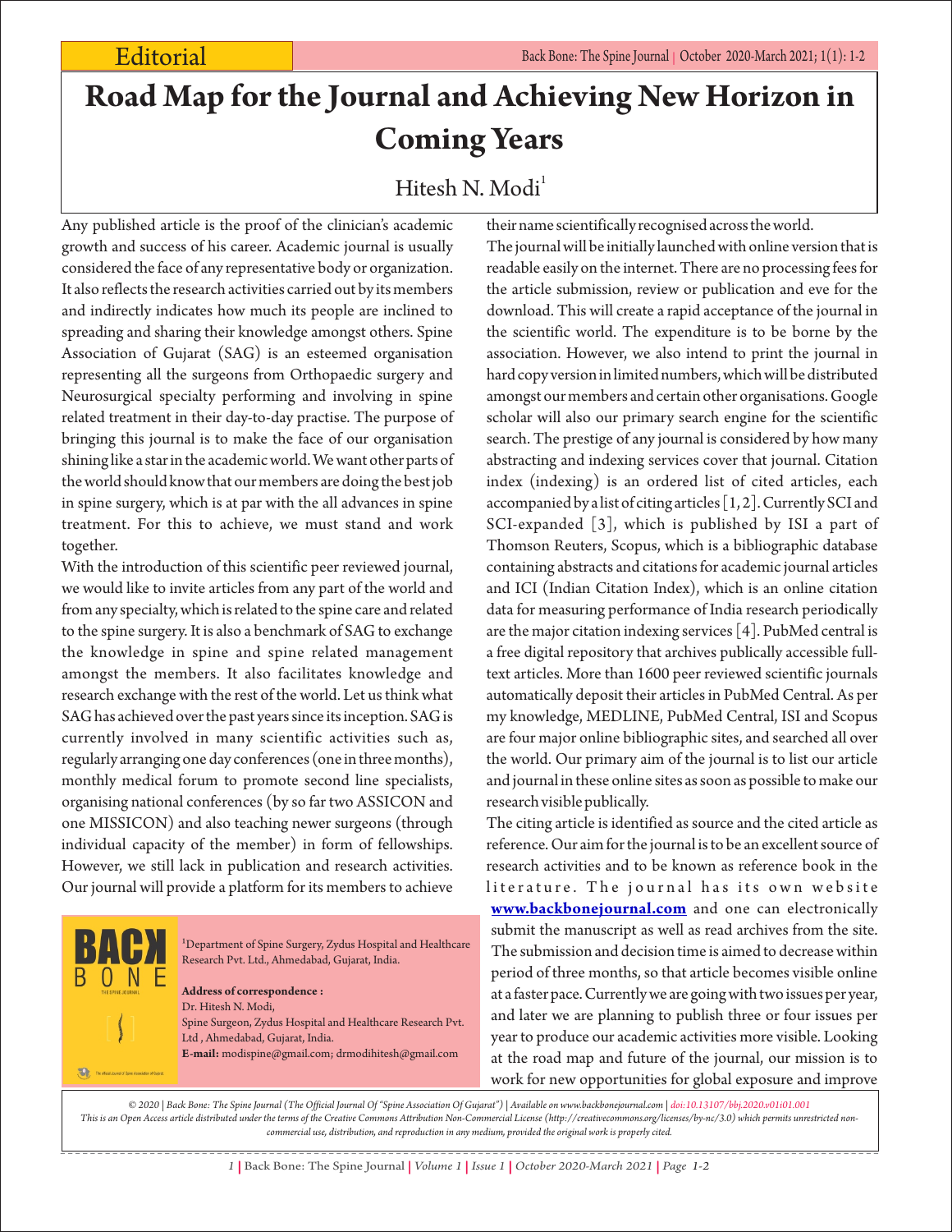Editorial

# Road Map for the Journal and Achieving New Horizon in Coming Years

Hitesh N. Modi[1]

Any published article is the proof of the clinician's academic growth and success of his career. Academic journal is usually considered the face of any representative body or organization. It also reflects the research activities carried out by its members and indirectly indicates how much its people are inclined to spreading and sharing their knowledge amongst others. Spine Association of Gujarat (SAG) is an esteemed organisation representing all the surgeons from Orthopaedic surgery and Neurosurgical specialty performing and involving in spine related treatment in their day-to-day practise. The purpose of bringing this journal is to make the face of our organisation shining like a star in the academic world. We want other parts of the world should know that our members are doing the best job in spine surgery, which is at par with the all advances in spine treatment. For this to achieve, we must stand and work together.

With the introduction of this scientific peer reviewed journal, we would like to invite articles from any part of the world and from any specialty, which is related to the spine care and related to the spine surgery. It is also a benchmark of SAG to exchange the knowledge in spine and spine related management amongst the members. It also facilitates knowledge and research exchange with the rest of the world. Let us think what SAG has achieved over the past years since its inception. SAG is currently involved in many scientific activities such as, regularly arranging one day conferences (one in three months), monthly medical forum to promote second line specialists, organising national conferences (by so far two ASSICON and one MISSICON) and also teaching newer surgeons (through individual capacity of the member) in form of fellowships. However, we still lack in publication and research activities. Our journal will provide a platform for its members to achieve their name scientifically recognised across the world.

The journal will be initially launched with online version that is readable easily on the internet. There are no processing fees for the article submission, review or publication and eve for the download. This will create a rapid acceptance of the journal in the scientific world. The expenditure is to be borne by the association. However, we also intend to print the journal in hard copy version in limited numbers, which will be distributed amongst our members and certain other organisations. Google scholar will also our primary search engine for the scientific search. The prestige of any journal is considered by how many abstracting and indexing services cover that journal. Citation index (indexing) is an ordered list of cited articles, each accompanied by a list of citing articles [1, 2]. Currently SCI and SCI-expanded [3], which is published by ISI a part of Thomson Reuters, Scopus, which is a bibliographic database containing abstracts and citations for academic journal articles and ICI (Indian Citation Index), which is an online citation data for measuring performance of India research periodically are the major citation indexing services [4]. PubMed central is a free digital repository that archives publically accessible full-text articles. More than 1600 peer reviewed scientific journals automatically deposit their articles in PubMed Central. As per my knowledge, MEDLINE, PubMed Central, ISI and Scopus are four major online bibliographic sites, and searched all over the world. Our primary aim of the journal is to list our article and journal in these online sites as soon as possible to make our research visible publically.

The citing article is identified as source and the cited article as reference. Our aim for the journal is to be an excellent source of research activities and to be known as reference book in the literature. The journal has its own website **www.backbonejournal.com** and one can electronically submit the manuscript as well as read archives from the site. The submission and decision time is aimed to decrease within period of three months, so that article becomes visible online at a faster pace. Currently we are going with two issues per year, and later we are planning to publish three or four issues per year to produce our academic activities more visible. Looking at the road map and future of the journal, our mission is to work for new opportunities for global exposure and improve

[1]Department of Spine Surgery, Zydus Hospital and Healthcare Research Pvt. Ltd., Ahmedabad, Gujarat, India.

**Address of correspondence :**
Dr. Hitesh N. Modi,
Spine Surgeon, Zydus Hospital and Healthcare Research Pvt. Ltd , Ahmedabad, Gujarat, India.
**E-mail:** modispine@gmail.com; drmodihitesh@gmail.com

*© 2020 | Back Bone: The Spine Journal (The Official Journal Of "Spine Association Of Gujarat") | Available on www.backbonejournal.com | doi:10.13107/bbj.2020.v01i01.001*
*This is an Open Access article distributed under the terms of the Creative Commons Attribution Non-Commercial License (http://creativecommons.org/licenses/by-nc/3.0) which permits unrestricted non-commercial use, distribution, and reproduction in any medium, provided the original work is properly cited.*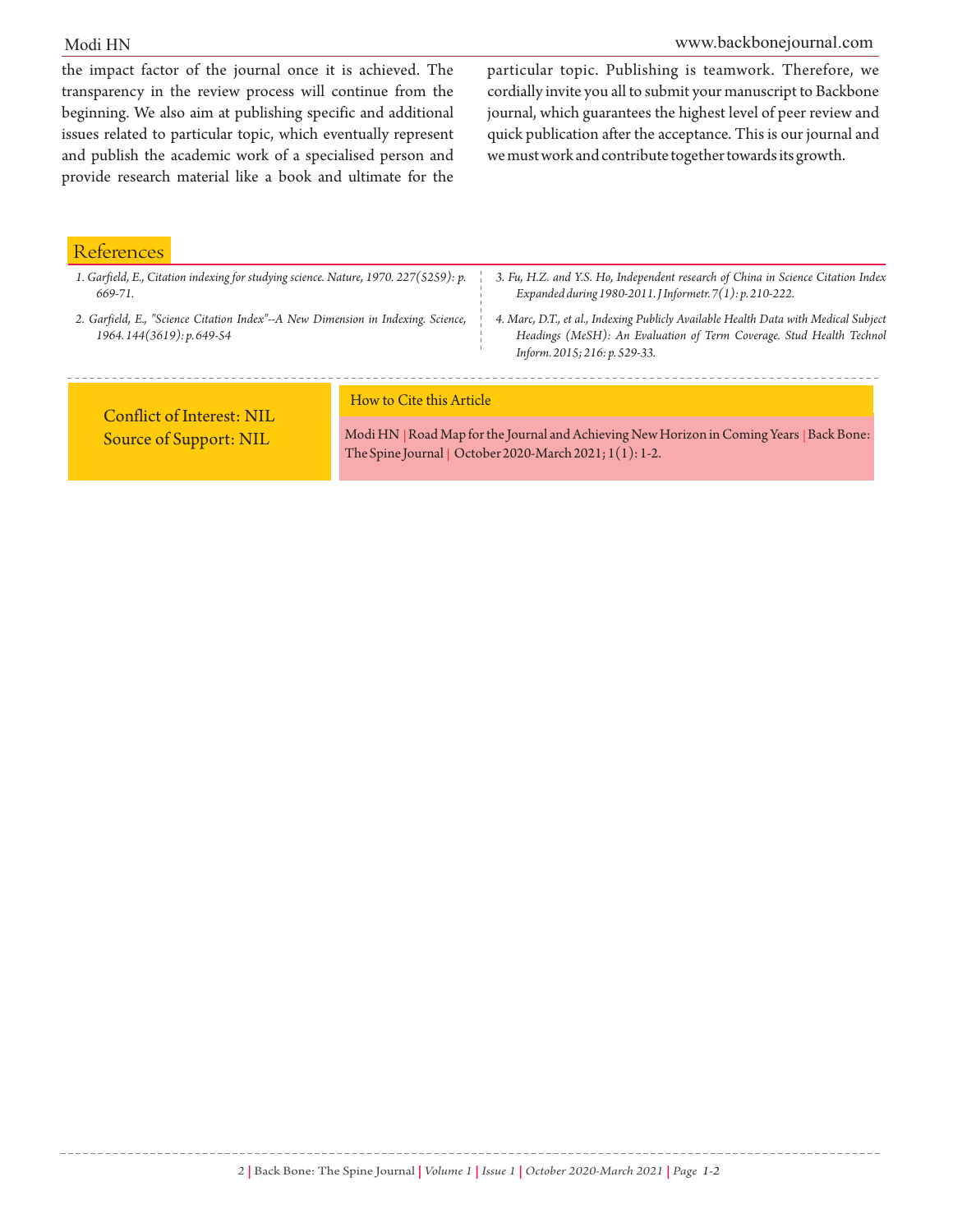the impact factor of the journal once it is achieved. The transparency in the review process will continue from the beginning. We also aim at publishing specific and additional issues related to particular topic, which eventually represent and publish the academic work of a specialised person and provide research material like a book and ultimate for the particular topic. Publishing is teamwork. Therefore, we cordially invite you all to submit your manuscript to Backbone journal, which guarantees the highest level of peer review and quick publication after the acceptance. This is our journal and we must work and contribute together towards its growth.

## References

1. *Garfield, E., Citation indexing for studying science. Nature, 1970. 227(5259): p. 669-71.*
2. *Garfield, E., "Science Citation Index"--A New Dimension in Indexing. Science, 1964. 144(3619): p. 649-54*
3. *Fu, H.Z. and Y.S. Ho, Independent research of China in Science Citation Index Expanded during 1980-2011. J Informetr. 7(1): p. 210-222.*
4. *Marc, D.T., et al., Indexing Publicly Available Health Data with Medical Subject Headings (MeSH): An Evaluation of Term Coverage. Stud Health Technol Inform. 2015; 216: p. 529-33.*

Conflict of Interest: NIL
Source of Support: NIL

**How to Cite this Article**

Modi HN | Road Map for the Journal and Achieving New Horizon in Coming Years | Back Bone: The Spine Journal | October 2020-March 2021; 1(1): 1-2.